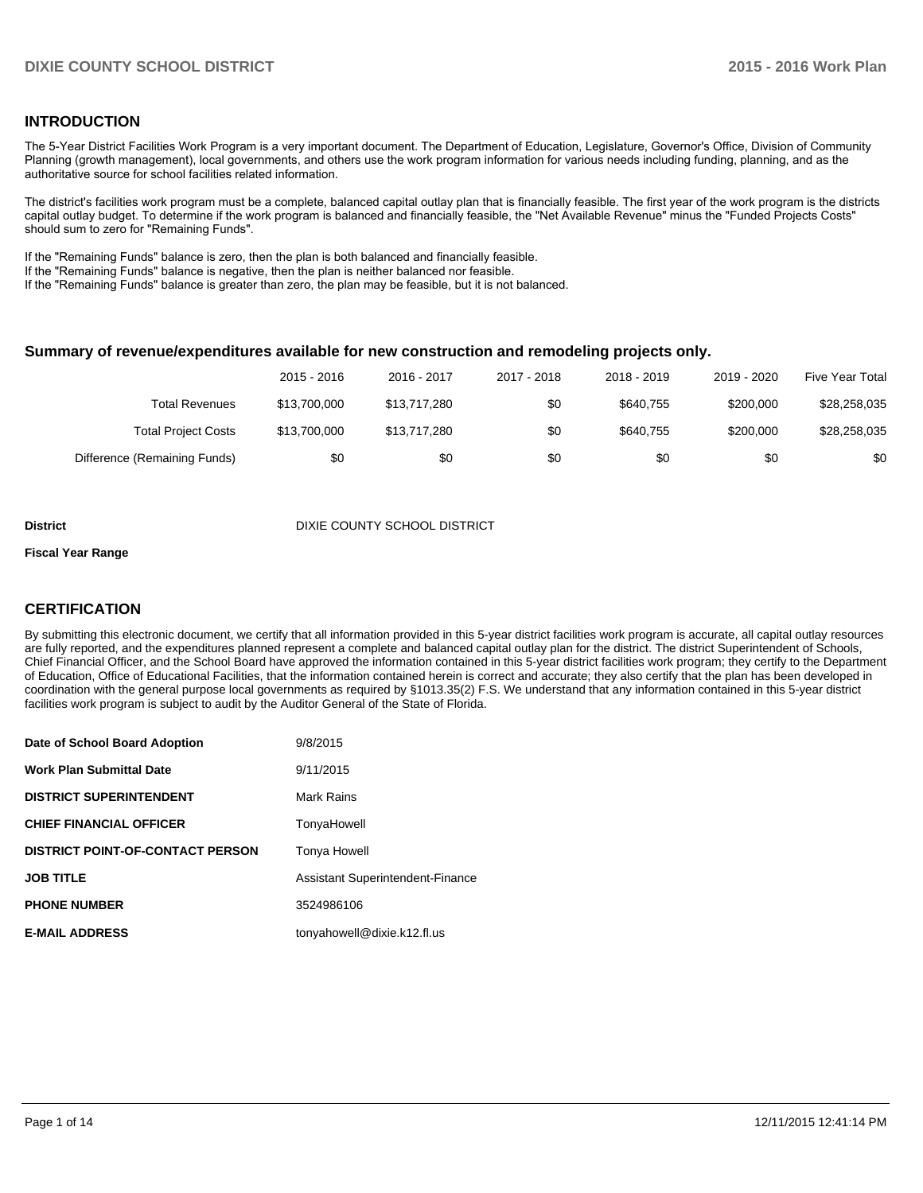## INTRODUCTION

The 5-Year District Facilities Work Program is a very important document. The Department of Education, Legislature, Governor's Office, Division of Community Planning (growth management), local governments, and others use the work program information for various needs including funding, planning, and as the authoritative source for school facilities related information.

The district's facilities work program must be a complete, balanced capital outlay plan that is financially feasible. The first year of the work program is the districts capital outlay budget. To determine if the work program is balanced and financially feasible, the "Net Available Revenue" minus the "Funded Projects Costs" should sum to zero for "Remaining Funds".

If the "Remaining Funds" balance is zero, then the plan is both balanced and financially feasible.
If the "Remaining Funds" balance is negative, then the plan is neither balanced nor feasible.
If the "Remaining Funds" balance is greater than zero, the plan may be feasible, but it is not balanced.

### Summary of revenue/expenditures available for new construction and remodeling projects only.

| | 2015 - 2016 | 2016 - 2017 | 2017 - 2018 | 2018 - 2019 | 2019 - 2020 | Five Year Total |
|---|---|---|---|---|---|---|
| Total Revenues | $13,700,000 | $13,717,280 | $0 | $640,755 | $200,000 | $28,258,035 |
| Total Project Costs | $13,700,000 | $13,717,280 | $0 | $640,755 | $200,000 | $28,258,035 |
| Difference (Remaining Funds) | $0 | $0 | $0 | $0 | $0 | $0 |

**District** DIXIE COUNTY SCHOOL DISTRICT

**Fiscal Year Range**

## CERTIFICATION

By submitting this electronic document, we certify that all information provided in this 5-year district facilities work program is accurate, all capital outlay resources are fully reported, and the expenditures planned represent a complete and balanced capital outlay plan for the district. The district Superintendent of Schools, Chief Financial Officer, and the School Board have approved the information contained in this 5-year district facilities work program; they certify to the Department of Education, Office of Educational Facilities, that the information contained herein is correct and accurate; they also certify that the plan has been developed in coordination with the general purpose local governments as required by §1013.35(2) F.S. We understand that any information contained in this 5-year district facilities work program is subject to audit by the Auditor General of the State of Florida.

| | |
|---|---|
| **Date of School Board Adoption** | 9/8/2015 |
| **Work Plan Submittal Date** | 9/11/2015 |
| **DISTRICT SUPERINTENDENT** | Mark Rains |
| **CHIEF FINANCIAL OFFICER** | TonyaHowell |
| **DISTRICT POINT-OF-CONTACT PERSON** | Tonya Howell |
| **JOB TITLE** | Assistant Superintendent-Finance |
| **PHONE NUMBER** | 3524986106 |
| **E-MAIL ADDRESS** | tonyahowell@dixie.k12.fl.us |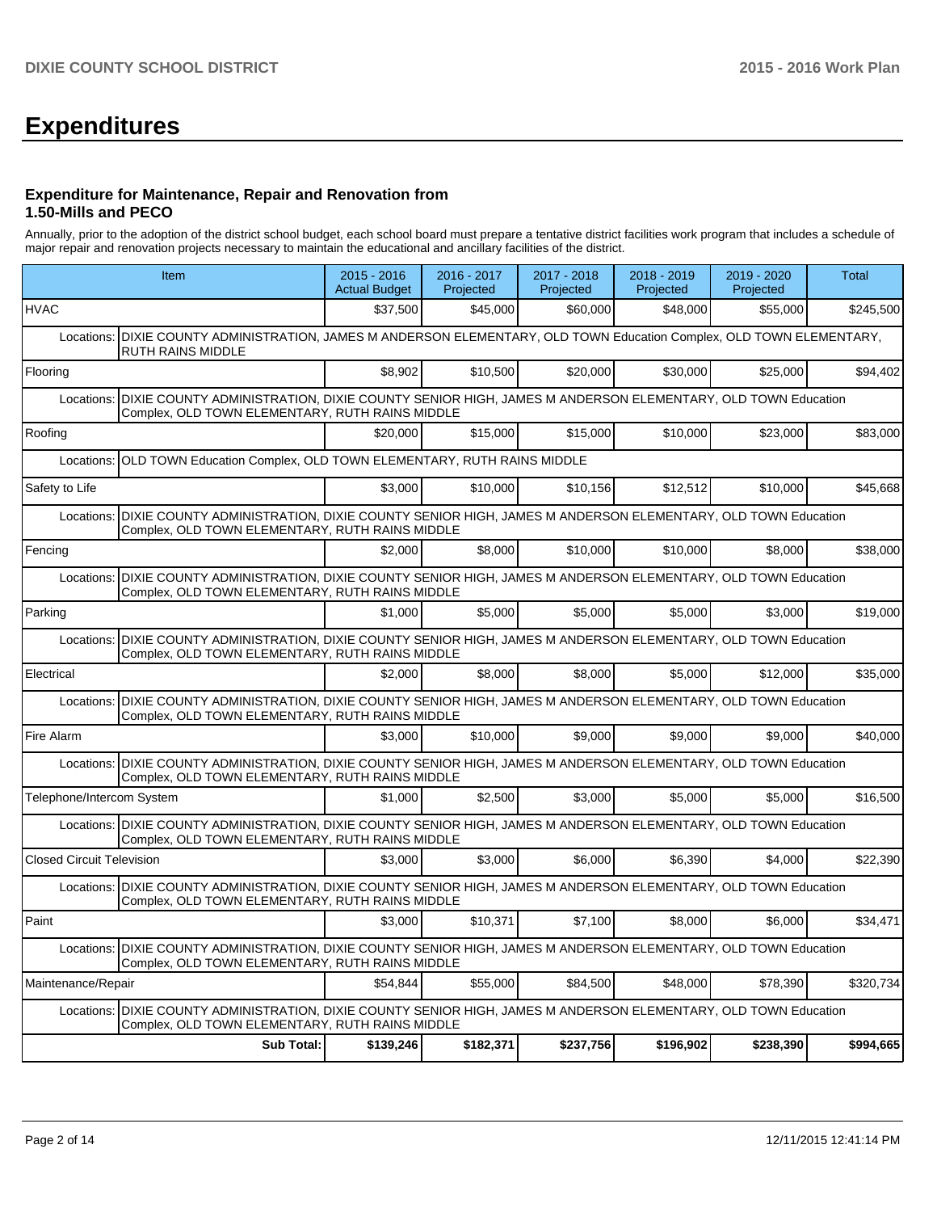# Expenditures

### Expenditure for Maintenance, Repair and Renovation from 1.50-Mills and PECO

Annually, prior to the adoption of the district school budget, each school board must prepare a tentative district facilities work program that includes a schedule of major repair and renovation projects necessary to maintain the educational and ancillary facilities of the district.

| Item | 2015 - 2016 Actual Budget | 2016 - 2017 Projected | 2017 - 2018 Projected | 2018 - 2019 Projected | 2019 - 2020 Projected | Total |
|---|---|---|---|---|---|---|
| HVAC | $37,500 | $45,000 | $60,000 | $48,000 | $55,000 | $245,500 |
| Locations: DIXIE COUNTY ADMINISTRATION, JAMES M ANDERSON ELEMENTARY, OLD TOWN Education Complex, OLD TOWN ELEMENTARY, RUTH RAINS MIDDLE | | | | | | |
| Flooring | $8,902 | $10,500 | $20,000 | $30,000 | $25,000 | $94,402 |
| Locations: DIXIE COUNTY ADMINISTRATION, DIXIE COUNTY SENIOR HIGH, JAMES M ANDERSON ELEMENTARY, OLD TOWN Education Complex, OLD TOWN ELEMENTARY, RUTH RAINS MIDDLE | | | | | | |
| Roofing | $20,000 | $15,000 | $15,000 | $10,000 | $23,000 | $83,000 |
| Locations: OLD TOWN Education Complex, OLD TOWN ELEMENTARY, RUTH RAINS MIDDLE | | | | | | |
| Safety to Life | $3,000 | $10,000 | $10,156 | $12,512 | $10,000 | $45,668 |
| Locations: DIXIE COUNTY ADMINISTRATION, DIXIE COUNTY SENIOR HIGH, JAMES M ANDERSON ELEMENTARY, OLD TOWN Education Complex, OLD TOWN ELEMENTARY, RUTH RAINS MIDDLE | | | | | | |
| Fencing | $2,000 | $8,000 | $10,000 | $10,000 | $8,000 | $38,000 |
| Locations: DIXIE COUNTY ADMINISTRATION, DIXIE COUNTY SENIOR HIGH, JAMES M ANDERSON ELEMENTARY, OLD TOWN Education Complex, OLD TOWN ELEMENTARY, RUTH RAINS MIDDLE | | | | | | |
| Parking | $1,000 | $5,000 | $5,000 | $5,000 | $3,000 | $19,000 |
| Locations: DIXIE COUNTY ADMINISTRATION, DIXIE COUNTY SENIOR HIGH, JAMES M ANDERSON ELEMENTARY, OLD TOWN Education Complex, OLD TOWN ELEMENTARY, RUTH RAINS MIDDLE | | | | | | |
| Electrical | $2,000 | $8,000 | $8,000 | $5,000 | $12,000 | $35,000 |
| Locations: DIXIE COUNTY ADMINISTRATION, DIXIE COUNTY SENIOR HIGH, JAMES M ANDERSON ELEMENTARY, OLD TOWN Education Complex, OLD TOWN ELEMENTARY, RUTH RAINS MIDDLE | | | | | | |
| Fire Alarm | $3,000 | $10,000 | $9,000 | $9,000 | $9,000 | $40,000 |
| Locations: DIXIE COUNTY ADMINISTRATION, DIXIE COUNTY SENIOR HIGH, JAMES M ANDERSON ELEMENTARY, OLD TOWN Education Complex, OLD TOWN ELEMENTARY, RUTH RAINS MIDDLE | | | | | | |
| Telephone/Intercom System | $1,000 | $2,500 | $3,000 | $5,000 | $5,000 | $16,500 |
| Locations: DIXIE COUNTY ADMINISTRATION, DIXIE COUNTY SENIOR HIGH, JAMES M ANDERSON ELEMENTARY, OLD TOWN Education Complex, OLD TOWN ELEMENTARY, RUTH RAINS MIDDLE | | | | | | |
| Closed Circuit Television | $3,000 | $3,000 | $6,000 | $6,390 | $4,000 | $22,390 |
| Locations: DIXIE COUNTY ADMINISTRATION, DIXIE COUNTY SENIOR HIGH, JAMES M ANDERSON ELEMENTARY, OLD TOWN Education Complex, OLD TOWN ELEMENTARY, RUTH RAINS MIDDLE | | | | | | |
| Paint | $3,000 | $10,371 | $7,100 | $8,000 | $6,000 | $34,471 |
| Locations: DIXIE COUNTY ADMINISTRATION, DIXIE COUNTY SENIOR HIGH, JAMES M ANDERSON ELEMENTARY, OLD TOWN Education Complex, OLD TOWN ELEMENTARY, RUTH RAINS MIDDLE | | | | | | |
| Maintenance/Repair | $54,844 | $55,000 | $84,500 | $48,000 | $78,390 | $320,734 |
| Locations: DIXIE COUNTY ADMINISTRATION, DIXIE COUNTY SENIOR HIGH, JAMES M ANDERSON ELEMENTARY, OLD TOWN Education Complex, OLD TOWN ELEMENTARY, RUTH RAINS MIDDLE | | | | | | |
| **Sub Total:** | **$139,246** | **$182,371** | **$237,756** | **$196,902** | **$238,390** | **$994,665** |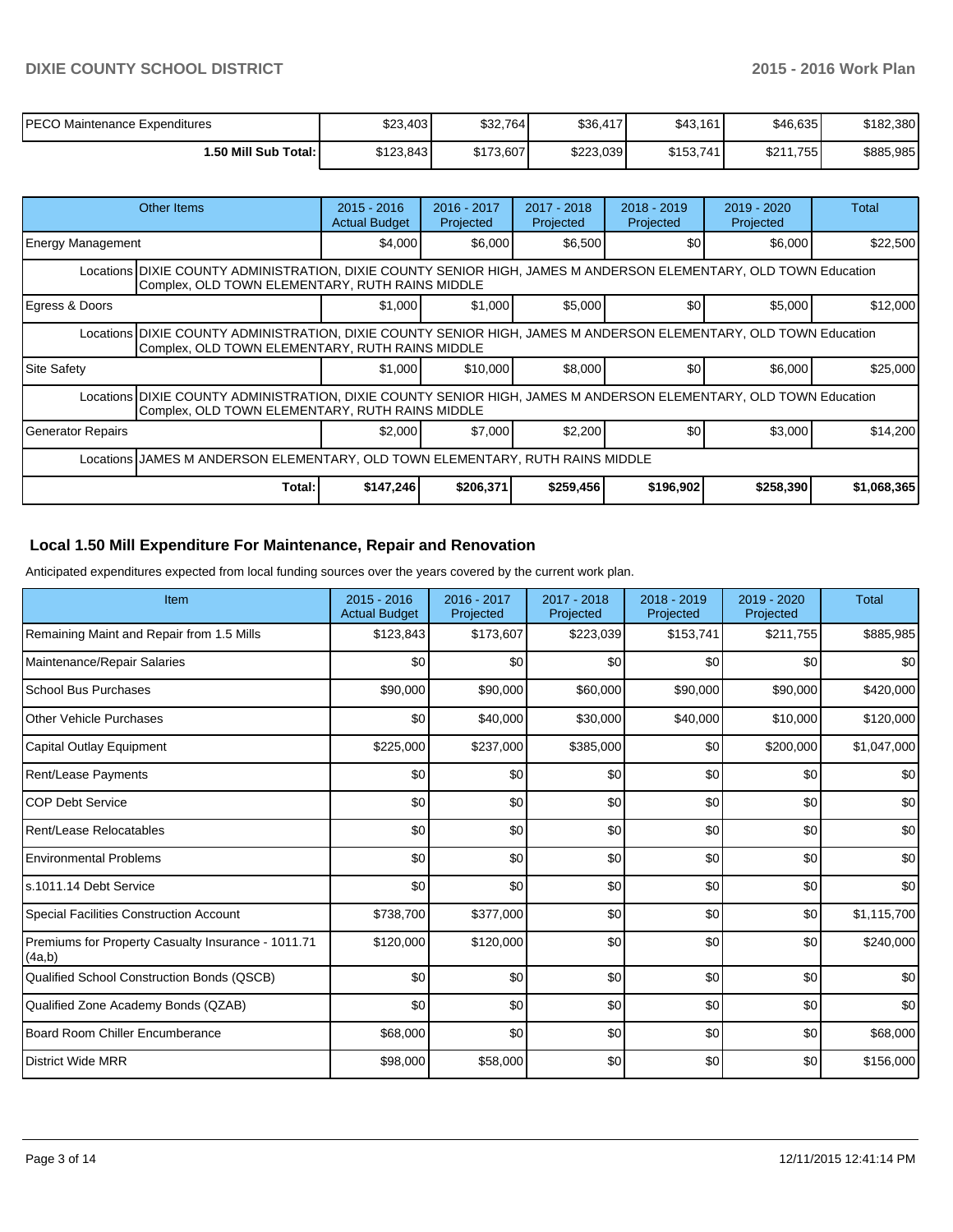| | | | | | | |
|---|---|---|---|---|---|---|
| PECO Maintenance Expenditures | $23,403 | $32,764 | $36,417 | $43,161 | $46,635 | $182,380 |
| **1.50 Mill Sub Total:** | $123,843 | $173,607 | $223,039 | $153,741 | $211,755 | $885,985 |

| Other Items | 2015 - 2016 Actual Budget | 2016 - 2017 Projected | 2017 - 2018 Projected | 2018 - 2019 Projected | 2019 - 2020 Projected | Total |
|---|---|---|---|---|---|---|
| Energy Management | $4,000 | $6,000 | $6,500 | $0 | $6,000 | $22,500 |
| Locations DIXIE COUNTY ADMINISTRATION, DIXIE COUNTY SENIOR HIGH, JAMES M ANDERSON ELEMENTARY, OLD TOWN Education Complex, OLD TOWN ELEMENTARY, RUTH RAINS MIDDLE | | | | | | |
| Egress & Doors | $1,000 | $1,000 | $5,000 | $0 | $5,000 | $12,000 |
| Locations DIXIE COUNTY ADMINISTRATION, DIXIE COUNTY SENIOR HIGH, JAMES M ANDERSON ELEMENTARY, OLD TOWN Education Complex, OLD TOWN ELEMENTARY, RUTH RAINS MIDDLE | | | | | | |
| Site Safety | $1,000 | $10,000 | $8,000 | $0 | $6,000 | $25,000 |
| Locations DIXIE COUNTY ADMINISTRATION, DIXIE COUNTY SENIOR HIGH, JAMES M ANDERSON ELEMENTARY, OLD TOWN Education Complex, OLD TOWN ELEMENTARY, RUTH RAINS MIDDLE | | | | | | |
| Generator Repairs | $2,000 | $7,000 | $2,200 | $0 | $3,000 | $14,200 |
| Locations JAMES M ANDERSON ELEMENTARY, OLD TOWN ELEMENTARY, RUTH RAINS MIDDLE | | | | | | |
| **Total:** | **$147,246** | **$206,371** | **$259,456** | **$196,902** | **$258,390** | **$1,068,365** |

## Local 1.50 Mill Expenditure For Maintenance, Repair and Renovation

Anticipated expenditures expected from local funding sources over the years covered by the current work plan.

| Item | 2015 - 2016 Actual Budget | 2016 - 2017 Projected | 2017 - 2018 Projected | 2018 - 2019 Projected | 2019 - 2020 Projected | Total |
|---|---|---|---|---|---|---|
| Remaining Maint and Repair from 1.5 Mills | $123,843 | $173,607 | $223,039 | $153,741 | $211,755 | $885,985 |
| Maintenance/Repair Salaries | $0 | $0 | $0 | $0 | $0 | $0 |
| School Bus Purchases | $90,000 | $90,000 | $60,000 | $90,000 | $90,000 | $420,000 |
| Other Vehicle Purchases | $0 | $40,000 | $30,000 | $40,000 | $10,000 | $120,000 |
| Capital Outlay Equipment | $225,000 | $237,000 | $385,000 | $0 | $200,000 | $1,047,000 |
| Rent/Lease Payments | $0 | $0 | $0 | $0 | $0 | $0 |
| COP Debt Service | $0 | $0 | $0 | $0 | $0 | $0 |
| Rent/Lease Relocatables | $0 | $0 | $0 | $0 | $0 | $0 |
| Environmental Problems | $0 | $0 | $0 | $0 | $0 | $0 |
| s.1011.14 Debt Service | $0 | $0 | $0 | $0 | $0 | $0 |
| Special Facilities Construction Account | $738,700 | $377,000 | $0 | $0 | $0 | $1,115,700 |
| Premiums for Property Casualty Insurance - 1011.71 (4a,b) | $120,000 | $120,000 | $0 | $0 | $0 | $240,000 |
| Qualified School Construction Bonds (QSCB) | $0 | $0 | $0 | $0 | $0 | $0 |
| Qualified Zone Academy Bonds (QZAB) | $0 | $0 | $0 | $0 | $0 | $0 |
| Board Room Chiller Encumberance | $68,000 | $0 | $0 | $0 | $0 | $68,000 |
| District Wide MRR | $98,000 | $58,000 | $0 | $0 | $0 | $156,000 |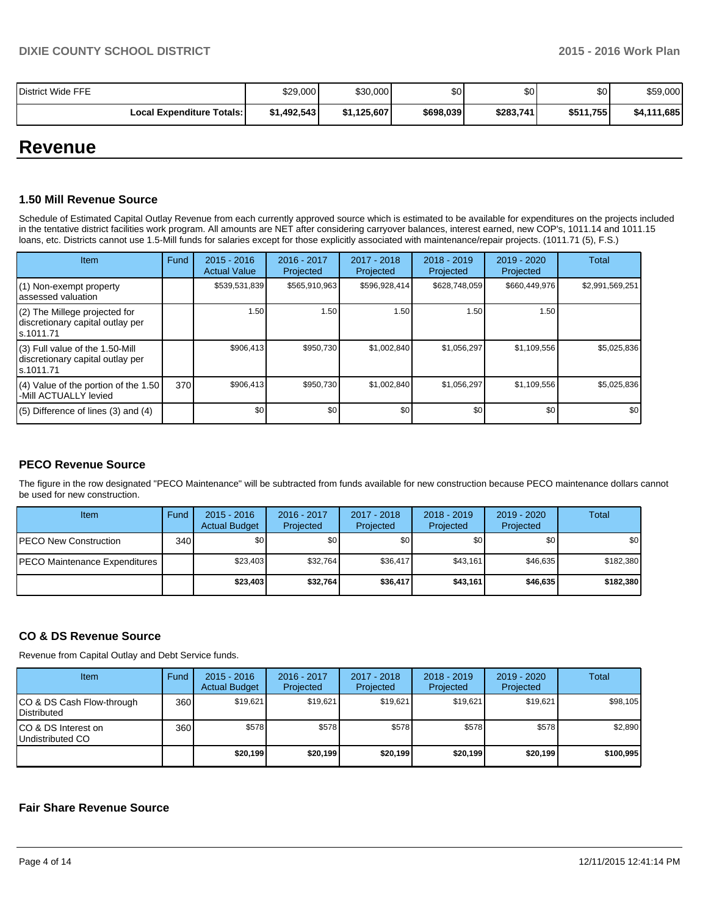| District Wide FFE | $29,000 | $30,000 | $0 | $0 | $0 | $59,000 |
|---|---|---|---|---|---|---|
| **Local Expenditure Totals:** | **$1,492,543** | **$1,125,607** | **$698,039** | **$283,741** | **$511,755** | **$4,111,685** |

# Revenue

### 1.50 Mill Revenue Source

Schedule of Estimated Capital Outlay Revenue from each currently approved source which is estimated to be available for expenditures on the projects included in the tentative district facilities work program. All amounts are NET after considering carryover balances, interest earned, new COP's, 1011.14 and 1011.15 loans, etc. Districts cannot use 1.5-Mill funds for salaries except for those explicitly associated with maintenance/repair projects. (1011.71 (5), F.S.)

| Item | Fund | 2015 - 2016 Actual Value | 2016 - 2017 Projected | 2017 - 2018 Projected | 2018 - 2019 Projected | 2019 - 2020 Projected | Total |
|---|---|---|---|---|---|---|---|
| (1) Non-exempt property assessed valuation | | $539,531,839 | $565,910,963 | $596,928,414 | $628,748,059 | $660,449,976 | $2,991,569,251 |
| (2) The Millege projected for discretionary capital outlay per s.1011.71 | | 1.50 | 1.50 | 1.50 | 1.50 | 1.50 | |
| (3) Full value of the 1.50-Mill discretionary capital outlay per s.1011.71 | | $906,413 | $950,730 | $1,002,840 | $1,056,297 | $1,109,556 | $5,025,836 |
| (4) Value of the portion of the 1.50 -Mill ACTUALLY levied | 370 | $906,413 | $950,730 | $1,002,840 | $1,056,297 | $1,109,556 | $5,025,836 |
| (5) Difference of lines (3) and (4) | | $0 | $0 | $0 | $0 | $0 | $0 |

### PECO Revenue Source

The figure in the row designated "PECO Maintenance" will be subtracted from funds available for new construction because PECO maintenance dollars cannot be used for new construction.

| Item | Fund | 2015 - 2016 Actual Budget | 2016 - 2017 Projected | 2017 - 2018 Projected | 2018 - 2019 Projected | 2019 - 2020 Projected | Total |
|---|---|---|---|---|---|---|---|
| PECO New Construction | 340 | $0 | $0 | $0 | $0 | $0 | $0 |
| PECO Maintenance Expenditures | | $23,403 | $32,764 | $36,417 | $43,161 | $46,635 | $182,380 |
| | | **$23,403** | **$32,764** | **$36,417** | **$43,161** | **$46,635** | **$182,380** |

### CO & DS Revenue Source

Revenue from Capital Outlay and Debt Service funds.

| Item | Fund | 2015 - 2016 Actual Budget | 2016 - 2017 Projected | 2017 - 2018 Projected | 2018 - 2019 Projected | 2019 - 2020 Projected | Total |
|---|---|---|---|---|---|---|---|
| CO & DS Cash Flow-through Distributed | 360 | $19,621 | $19,621 | $19,621 | $19,621 | $19,621 | $98,105 |
| CO & DS Interest on Undistributed CO | 360 | $578 | $578 | $578 | $578 | $578 | $2,890 |
| | | **$20,199** | **$20,199** | **$20,199** | **$20,199** | **$20,199** | **$100,995** |

### Fair Share Revenue Source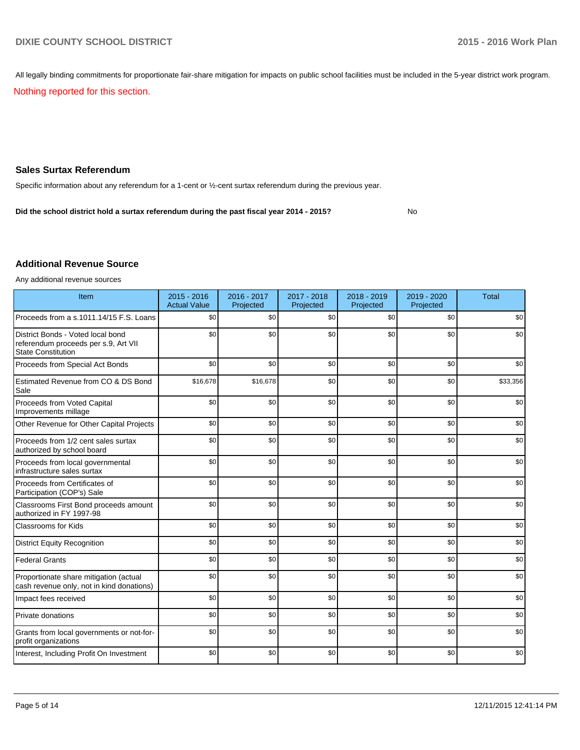All legally binding commitments for proportionate fair-share mitigation for impacts on public school facilities must be included in the 5-year district work program.

Nothing reported for this section.

## Sales Surtax Referendum

Specific information about any referendum for a 1-cent or ½-cent surtax referendum during the previous year.

**Did the school district hold a surtax referendum during the past fiscal year 2014 - 2015?** No

## Additional Revenue Source

Any additional revenue sources

| Item | 2015 - 2016 Actual Value | 2016 - 2017 Projected | 2017 - 2018 Projected | 2018 - 2019 Projected | 2019 - 2020 Projected | Total |
|---|---|---|---|---|---|---|
| Proceeds from a s.1011.14/15 F.S. Loans | $0 | $0 | $0 | $0 | $0 | $0 |
| District Bonds - Voted local bond referendum proceeds per s.9, Art VII State Constitution | $0 | $0 | $0 | $0 | $0 | $0 |
| Proceeds from Special Act Bonds | $0 | $0 | $0 | $0 | $0 | $0 |
| Estimated Revenue from CO & DS Bond Sale | $16,678 | $16,678 | $0 | $0 | $0 | $33,356 |
| Proceeds from Voted Capital Improvements millage | $0 | $0 | $0 | $0 | $0 | $0 |
| Other Revenue for Other Capital Projects | $0 | $0 | $0 | $0 | $0 | $0 |
| Proceeds from 1/2 cent sales surtax authorized by school board | $0 | $0 | $0 | $0 | $0 | $0 |
| Proceeds from local governmental infrastructure sales surtax | $0 | $0 | $0 | $0 | $0 | $0 |
| Proceeds from Certificates of Participation (COP's) Sale | $0 | $0 | $0 | $0 | $0 | $0 |
| Classrooms First Bond proceeds amount authorized in FY 1997-98 | $0 | $0 | $0 | $0 | $0 | $0 |
| Classrooms for Kids | $0 | $0 | $0 | $0 | $0 | $0 |
| District Equity Recognition | $0 | $0 | $0 | $0 | $0 | $0 |
| Federal Grants | $0 | $0 | $0 | $0 | $0 | $0 |
| Proportionate share mitigation (actual cash revenue only, not in kind donations) | $0 | $0 | $0 | $0 | $0 | $0 |
| Impact fees received | $0 | $0 | $0 | $0 | $0 | $0 |
| Private donations | $0 | $0 | $0 | $0 | $0 | $0 |
| Grants from local governments or not-for-profit organizations | $0 | $0 | $0 | $0 | $0 | $0 |
| Interest, Including Profit On Investment | $0 | $0 | $0 | $0 | $0 | $0 |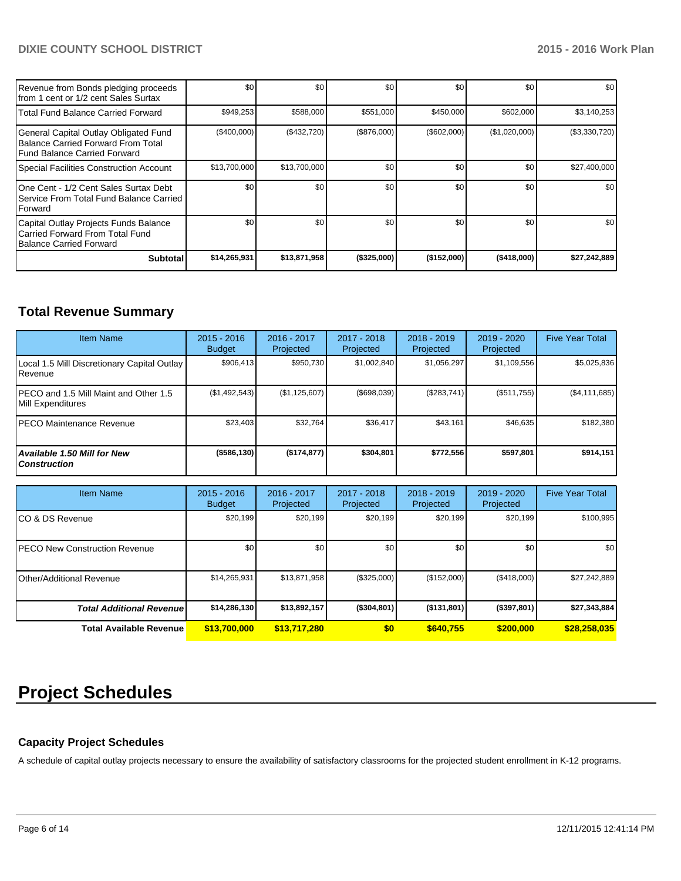| | | | | | | |
|---|---|---|---|---|---|---|
| Revenue from Bonds pledging proceeds from 1 cent or 1/2 cent Sales Surtax | $0 | $0 | $0 | $0 | $0 | $0 |
| Total Fund Balance Carried Forward | $949,253 | $588,000 | $551,000 | $450,000 | $602,000 | $3,140,253 |
| General Capital Outlay Obligated Fund Balance Carried Forward From Total Fund Balance Carried Forward | ($400,000) | ($432,720) | ($876,000) | ($602,000) | ($1,020,000) | ($3,330,720) |
| Special Facilities Construction Account | $13,700,000 | $13,700,000 | $0 | $0 | $0 | $27,400,000 |
| One Cent - 1/2 Cent Sales Surtax Debt Service From Total Fund Balance Carried Forward | $0 | $0 | $0 | $0 | $0 | $0 |
| Capital Outlay Projects Funds Balance Carried Forward From Total Fund Balance Carried Forward | $0 | $0 | $0 | $0 | $0 | $0 |
| **Subtotal** | **$14,265,931** | **$13,871,958** | **($325,000)** | **($152,000)** | **($418,000)** | **$27,242,889** |

## Total Revenue Summary

| Item Name | 2015 - 2016 Budget | 2016 - 2017 Projected | 2017 - 2018 Projected | 2018 - 2019 Projected | 2019 - 2020 Projected | Five Year Total |
|---|---|---|---|---|---|---|
| Local 1.5 Mill Discretionary Capital Outlay Revenue | $906,413 | $950,730 | $1,002,840 | $1,056,297 | $1,109,556 | $5,025,836 |
| PECO and 1.5 Mill Maint and Other 1.5 Mill Expenditures | ($1,492,543) | ($1,125,607) | ($698,039) | ($283,741) | ($511,755) | ($4,111,685) |
| PECO Maintenance Revenue | $23,403 | $32,764 | $36,417 | $43,161 | $46,635 | $182,380 |
| ***Available 1.50 Mill for New Construction*** | **($586,130)** | **($174,877)** | **$304,801** | **$772,556** | **$597,801** | **$914,151** |

| Item Name | 2015 - 2016 Budget | 2016 - 2017 Projected | 2017 - 2018 Projected | 2018 - 2019 Projected | 2019 - 2020 Projected | Five Year Total |
|---|---|---|---|---|---|---|
| CO & DS Revenue | $20,199 | $20,199 | $20,199 | $20,199 | $20,199 | $100,995 |
| PECO New Construction Revenue | $0 | $0 | $0 | $0 | $0 | $0 |
| Other/Additional Revenue | $14,265,931 | $13,871,958 | ($325,000) | ($152,000) | ($418,000) | $27,242,889 |
| ***Total Additional Revenue*** | **$14,286,130** | **$13,892,157** | **($304,801)** | **($131,801)** | **($397,801)** | **$27,343,884** |
| **Total Available Revenue** | **$13,700,000** | **$13,717,280** | **$0** | **$640,755** | **$200,000** | **$28,258,035** |

# Project Schedules

### Capacity Project Schedules

A schedule of capital outlay projects necessary to ensure the availability of satisfactory classrooms for the projected student enrollment in K-12 programs.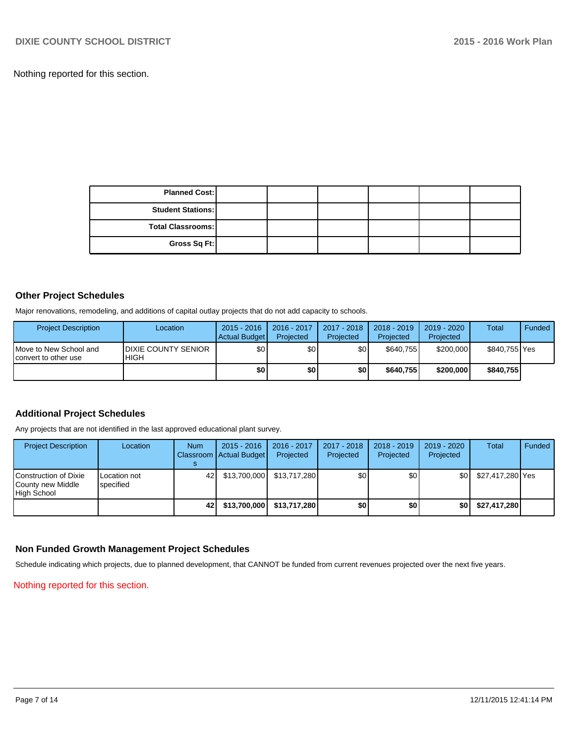Nothing reported for this section.

| Planned Cost: | | | | | |
|---|---|---|---|---|---|
| Student Stations: | | | | | |
| Total Classrooms: | | | | | |
| Gross Sq Ft: | | | | | |

### Other Project Schedules

Major renovations, remodeling, and additions of capital outlay projects that do not add capacity to schools.

| Project Description | Location | 2015 - 2016 Actual Budget | 2016 - 2017 Projected | 2017 - 2018 Projected | 2018 - 2019 Projected | 2019 - 2020 Projected | Total | Funded |
|---|---|---|---|---|---|---|---|---|
| Move to New School and convert to other use | DIXIE COUNTY SENIOR HIGH | $0 | $0 | $0 | $640,755 | $200,000 | $840,755 | Yes |
| | | **$0** | **$0** | **$0** | **$640,755** | **$200,000** | **$840,755** | |

### Additional Project Schedules

Any projects that are not identified in the last approved educational plant survey.

| Project Description | Location | Num Classrooms | 2015 - 2016 Actual Budget | 2016 - 2017 Projected | 2017 - 2018 Projected | 2018 - 2019 Projected | 2019 - 2020 Projected | Total | Funded |
|---|---|---|---|---|---|---|---|---|---|
| Construction of Dixie County new Middle High School | Location not specified | 42 | $13,700,000 | $13,717,280 | $0 | $0 | $0 | $27,417,280 | Yes |
| | | **42** | **$13,700,000** | **$13,717,280** | **$0** | **$0** | **$0** | **$27,417,280** | |

### Non Funded Growth Management Project Schedules

Schedule indicating which projects, due to planned development, that CANNOT be funded from current revenues projected over the next five years.

Nothing reported for this section.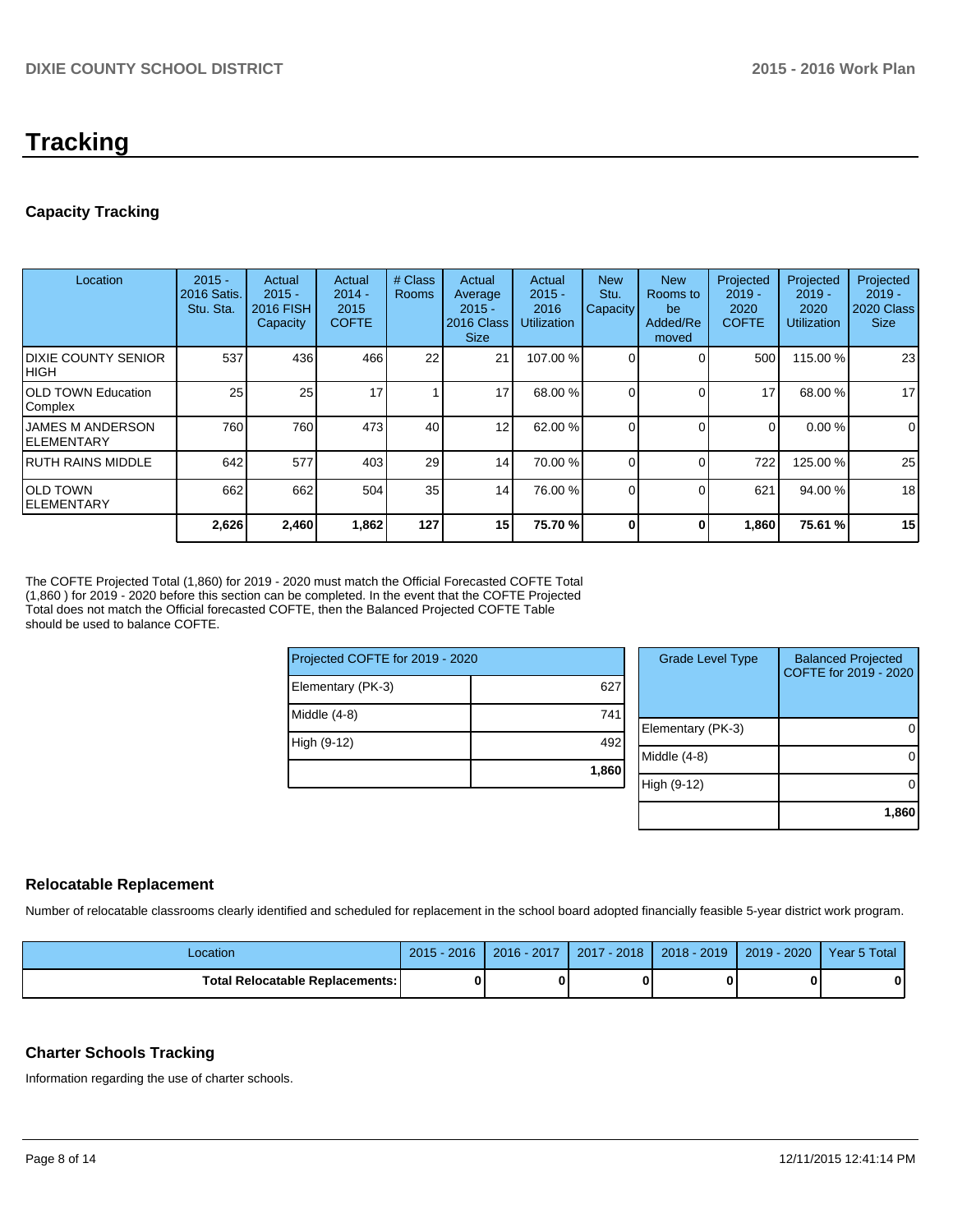# Tracking

## Capacity Tracking

| Location | 2015 - 2016 Satis. Stu. Sta. | Actual 2015 - 2016 FISH Capacity | Actual 2014 - 2015 COFTE | # Class Rooms | Actual Average 2015 - 2016 Class Size | Actual 2015 - 2016 Utilization | New Stu. Capacity | New Rooms to be Added/Removed | Projected 2019 - 2020 COFTE | Projected 2019 - 2020 Utilization | Projected 2019 - 2020 Class Size |
|---|---|---|---|---|---|---|---|---|---|---|---|
| DIXIE COUNTY SENIOR HIGH | 537 | 436 | 466 | 22 | 21 | 107.00 % | 0 | 0 | 500 | 115.00 % | 23 |
| OLD TOWN Education Complex | 25 | 25 | 17 | 1 | 17 | 68.00 % | 0 | 0 | 17 | 68.00 % | 17 |
| JAMES M ANDERSON ELEMENTARY | 760 | 760 | 473 | 40 | 12 | 62.00 % | 0 | 0 | 0 | 0.00 % | 0 |
| RUTH RAINS MIDDLE | 642 | 577 | 403 | 29 | 14 | 70.00 % | 0 | 0 | 722 | 125.00 % | 25 |
| OLD TOWN ELEMENTARY | 662 | 662 | 504 | 35 | 14 | 76.00 % | 0 | 0 | 621 | 94.00 % | 18 |
| | **2,626** | **2,460** | **1,862** | **127** | **15** | **75.70 %** | **0** | **0** | **1,860** | **75.61 %** | **15** |

The COFTE Projected Total (1,860) for 2019 - 2020 must match the Official Forecasted COFTE Total (1,860 ) for 2019 - 2020 before this section can be completed. In the event that the COFTE Projected Total does not match the Official forecasted COFTE, then the Balanced Projected COFTE Table should be used to balance COFTE.

| Projected COFTE for 2019 - 2020 | |
|---|---|
| Elementary (PK-3) | 627 |
| Middle (4-8) | 741 |
| High (9-12) | 492 |
| | **1,860** |

| Grade Level Type | Balanced Projected COFTE for 2019 - 2020 |
|---|---|
| Elementary (PK-3) | 0 |
| Middle (4-8) | 0 |
| High (9-12) | 0 |
| | **1,860** |

## Relocatable Replacement

Number of relocatable classrooms clearly identified and scheduled for replacement in the school board adopted financially feasible 5-year district work program.

| Location | 2015 - 2016 | 2016 - 2017 | 2017 - 2018 | 2018 - 2019 | 2019 - 2020 | Year 5 Total |
|---|---|---|---|---|---|---|
| **Total Relocatable Replacements:** | **0** | **0** | **0** | **0** | **0** | **0** |

## Charter Schools Tracking

Information regarding the use of charter schools.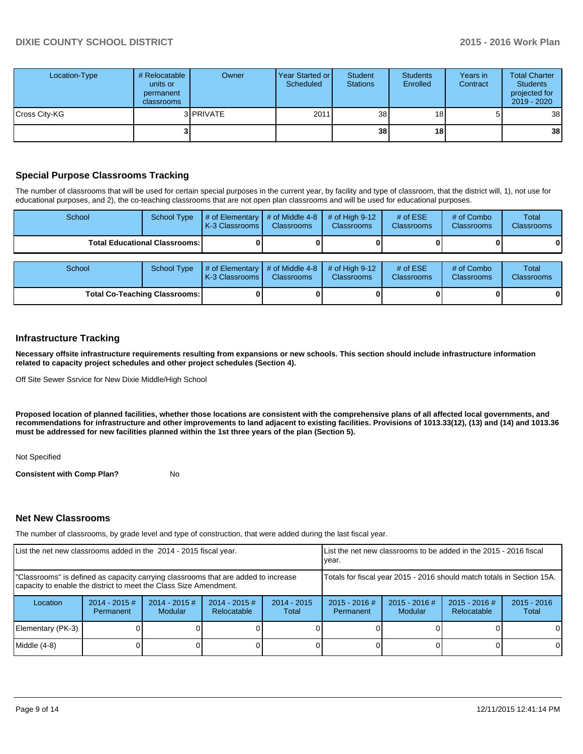| Location-Type | # Relocatable units or permanent classrooms | Owner | Year Started or Scheduled | Student Stations | Students Enrolled | Years in Contract | Total Charter Students projected for 2019 - 2020 |
|---|---|---|---|---|---|---|---|
| Cross City-KG | 3 | PRIVATE | 2011 | 38 | 18 | 5 | 38 |
| | **3** | | | **38** | **18** | | **38** |

## Special Purpose Classrooms Tracking

The number of classrooms that will be used for certain special purposes in the current year, by facility and type of classroom, that the district will, 1), not use for educational purposes, and 2), the co-teaching classrooms that are not open plan classrooms and will be used for educational purposes.

| School | School Type | # of Elementary K-3 Classrooms | # of Middle 4-8 Classrooms | # of High 9-12 Classrooms | # of ESE Classrooms | # of Combo Classrooms | Total Classrooms |
|---|---|---|---|---|---|---|---|
| **Total Educational Classrooms:** | | **0** | **0** | **0** | **0** | **0** | **0** |

| School | School Type | # of Elementary K-3 Classrooms | # of Middle 4-8 Classrooms | # of High 9-12 Classrooms | # of ESE Classrooms | # of Combo Classrooms | Total Classrooms |
|---|---|---|---|---|---|---|---|
| **Total Co-Teaching Classrooms:** | | **0** | **0** | **0** | **0** | **0** | **0** |

## Infrastructure Tracking

**Necessary offsite infrastructure requirements resulting from expansions or new schools. This section should include infrastructure information related to capacity project schedules and other project schedules (Section 4).**

Off Site Sewer Ssrvice for New Dixie Middle/High School

**Proposed location of planned facilities, whether those locations are consistent with the comprehensive plans of all affected local governments, and recommendations for infrastructure and other improvements to land adjacent to existing facilities. Provisions of 1013.33(12), (13) and (14) and 1013.36 must be addressed for new facilities planned within the 1st three years of the plan (Section 5).**

Not Specified

**Consistent with Comp Plan?** No

## Net New Classrooms

The number of classrooms, by grade level and type of construction, that were added during the last fiscal year.

| List the net new classrooms added in the 2014 - 2015 fiscal year. | | | | | List the net new classrooms to be added in the 2015 - 2016 fiscal year. | | | |
|---|---|---|---|---|---|---|---|---|
| "Classrooms" is defined as capacity carrying classrooms that are added to increase capacity to enable the district to meet the Class Size Amendment. | | | | | Totals for fiscal year 2015 - 2016 should match totals in Section 15A. | | | |
| Location | 2014 - 2015 # Permanent | 2014 - 2015 # Modular | 2014 - 2015 # Relocatable | 2014 - 2015 Total | 2015 - 2016 # Permanent | 2015 - 2016 # Modular | 2015 - 2016 # Relocatable | 2015 - 2016 Total |
| Elementary (PK-3) | 0 | 0 | 0 | 0 | 0 | 0 | 0 | 0 |
| Middle (4-8) | 0 | 0 | 0 | 0 | 0 | 0 | 0 | 0 |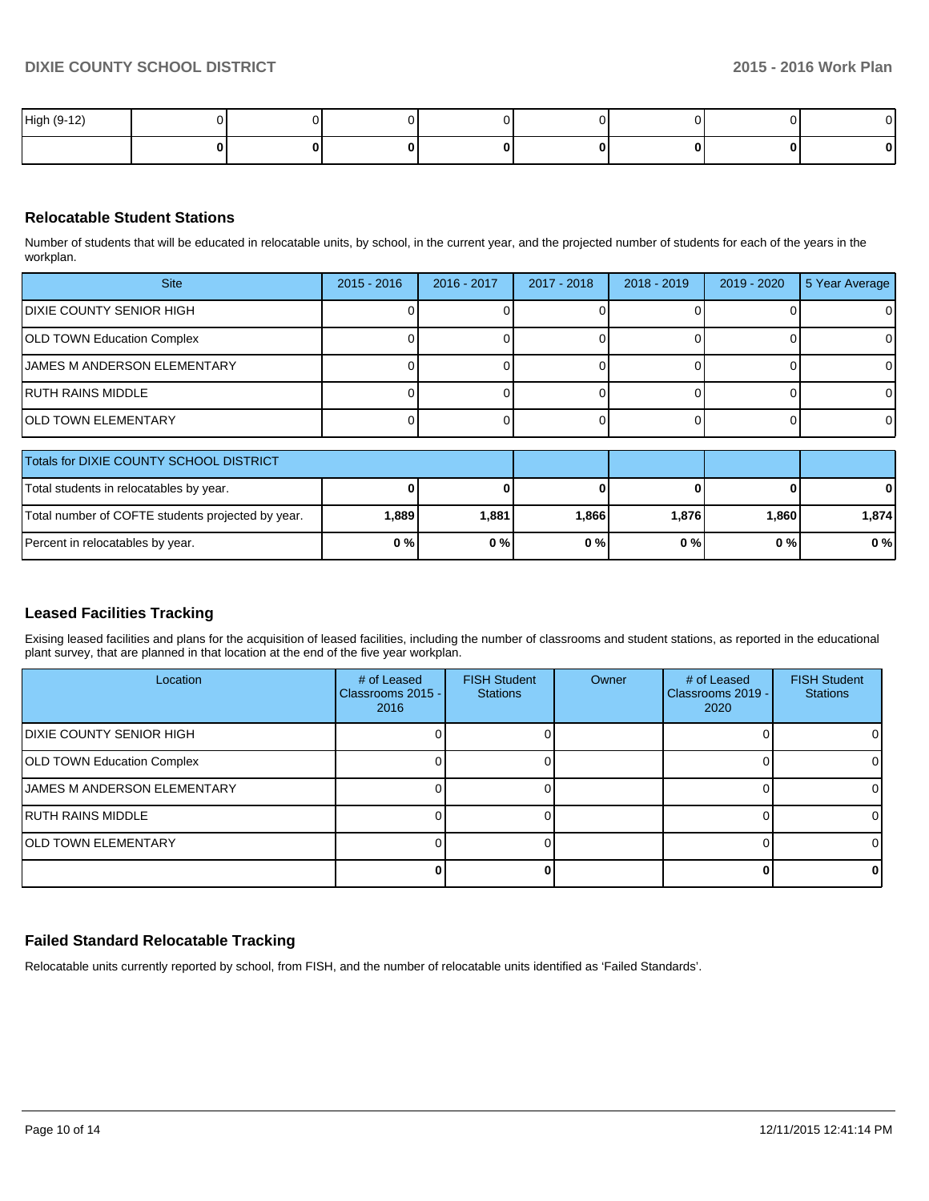| High (9-12) | 0 | 0 | 0 | 0 | 0 | 0 | 0 | 0 |
|---|---|---|---|---|---|---|---|---|
| | **0** | **0** | **0** | **0** | **0** | **0** | **0** | **0** |

## Relocatable Student Stations

Number of students that will be educated in relocatable units, by school, in the current year, and the projected number of students for each of the years in the workplan.

| Site | 2015 - 2016 | 2016 - 2017 | 2017 - 2018 | 2018 - 2019 | 2019 - 2020 | 5 Year Average |
|---|---|---|---|---|---|---|
| DIXIE COUNTY SENIOR HIGH | 0 | 0 | 0 | 0 | 0 | 0 |
| OLD TOWN Education Complex | 0 | 0 | 0 | 0 | 0 | 0 |
| JAMES M ANDERSON ELEMENTARY | 0 | 0 | 0 | 0 | 0 | 0 |
| RUTH RAINS MIDDLE | 0 | 0 | 0 | 0 | 0 | 0 |
| OLD TOWN ELEMENTARY | 0 | 0 | 0 | 0 | 0 | 0 |

| Totals for DIXIE COUNTY SCHOOL DISTRICT | | | | | | |
|---|---|---|---|---|---|---|
| Total students in relocatables by year. | **0** | **0** | **0** | **0** | **0** | **0** |
| Total number of COFTE students projected by year. | **1,889** | **1,881** | **1,866** | **1,876** | **1,860** | **1,874** |
| Percent in relocatables by year. | **0 %** | **0 %** | **0 %** | **0 %** | **0 %** | **0 %** |

## Leased Facilities Tracking

Exising leased facilities and plans for the acquisition of leased facilities, including the number of classrooms and student stations, as reported in the educational plant survey, that are planned in that location at the end of the five year workplan.

| Location | # of Leased Classrooms 2015 - 2016 | FISH Student Stations | Owner | # of Leased Classrooms 2019 - 2020 | FISH Student Stations |
|---|---|---|---|---|---|
| DIXIE COUNTY SENIOR HIGH | 0 | 0 | | 0 | 0 |
| OLD TOWN Education Complex | 0 | 0 | | 0 | 0 |
| JAMES M ANDERSON ELEMENTARY | 0 | 0 | | 0 | 0 |
| RUTH RAINS MIDDLE | 0 | 0 | | 0 | 0 |
| OLD TOWN ELEMENTARY | 0 | 0 | | 0 | 0 |
| | **0** | **0** | | **0** | **0** |

## Failed Standard Relocatable Tracking

Relocatable units currently reported by school, from FISH, and the number of relocatable units identified as 'Failed Standards'.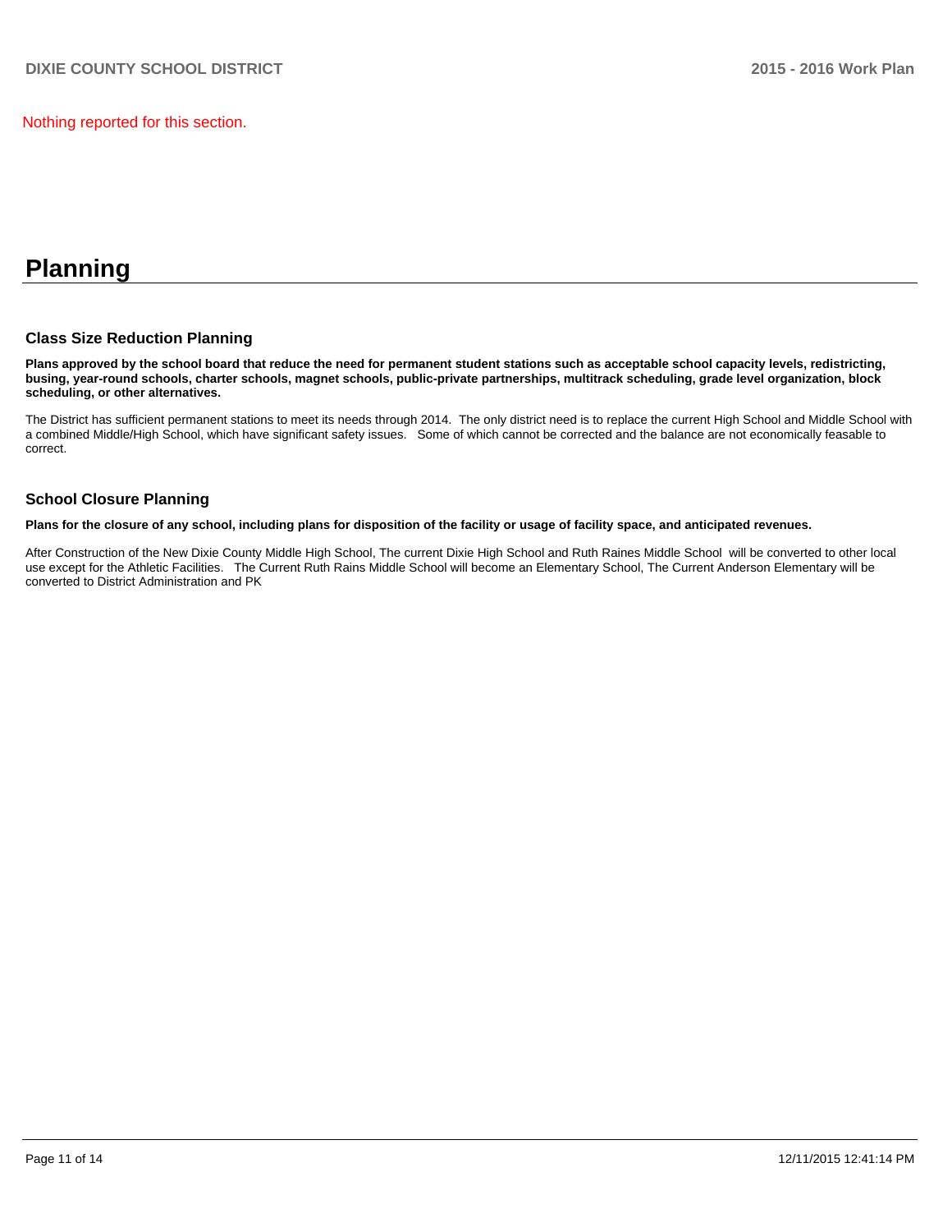Nothing reported for this section.

# Planning

### Class Size Reduction Planning

**Plans approved by the school board that reduce the need for permanent student stations such as acceptable school capacity levels, redistricting, busing, year-round schools, charter schools, magnet schools, public-private partnerships, multitrack scheduling, grade level organization, block scheduling, or other alternatives.**

The District has sufficient permanent stations to meet its needs through 2014. The only district need is to replace the current High School and Middle School with a combined Middle/High School, which have significant safety issues. Some of which cannot be corrected and the balance are not economically feasable to correct.

### School Closure Planning

**Plans for the closure of any school, including plans for disposition of the facility or usage of facility space, and anticipated revenues.**

After Construction of the New Dixie County Middle High School, The current Dixie High School and Ruth Raines Middle School will be converted to other local use except for the Athletic Facilities. The Current Ruth Rains Middle School will become an Elementary School, The Current Anderson Elementary will be converted to District Administration and PK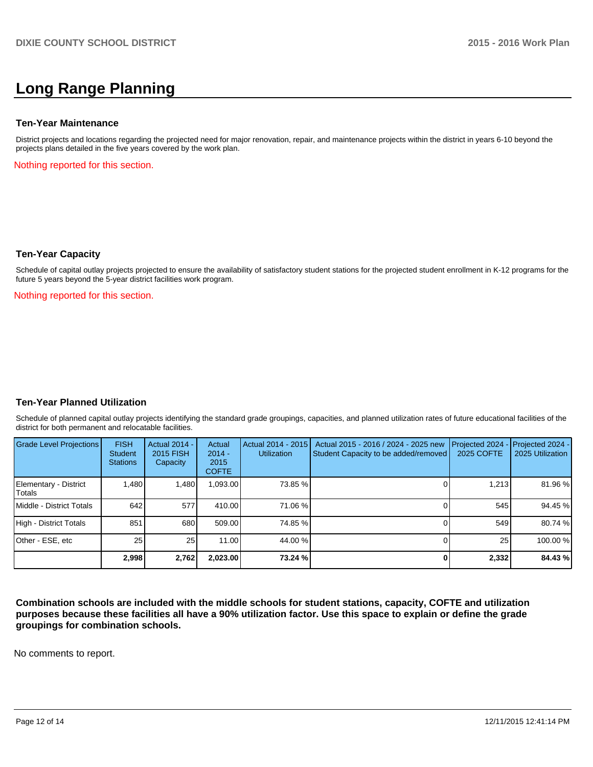# Long Range Planning

### Ten-Year Maintenance

District projects and locations regarding the projected need for major renovation, repair, and maintenance projects within the district in years 6-10 beyond the projects plans detailed in the five years covered by the work plan.

Nothing reported for this section.

### Ten-Year Capacity

Schedule of capital outlay projects projected to ensure the availability of satisfactory student stations for the projected student enrollment in K-12 programs for the future 5 years beyond the 5-year district facilities work program.

Nothing reported for this section.

### Ten-Year Planned Utilization

Schedule of planned capital outlay projects identifying the standard grade groupings, capacities, and planned utilization rates of future educational facilities of the district for both permanent and relocatable facilities.

| Grade Level Projections | FISH Student Stations | Actual 2014 - 2015 FISH Capacity | Actual 2014 - 2015 COFTE | Actual 2014 - 2015 Utilization | Actual 2015 - 2016 / 2024 - 2025 new Student Capacity to be added/removed | Projected 2024 - 2025 COFTE | Projected 2024 - 2025 Utilization |
|---|---|---|---|---|---|---|---|
| Elementary - District Totals | 1,480 | 1,480 | 1,093.00 | 73.85 % | 0 | 1,213 | 81.96 % |
| Middle - District Totals | 642 | 577 | 410.00 | 71.06 % | 0 | 545 | 94.45 % |
| High - District Totals | 851 | 680 | 509.00 | 74.85 % | 0 | 549 | 80.74 % |
| Other - ESE, etc | 25 | 25 | 11.00 | 44.00 % | 0 | 25 | 100.00 % |
| | **2,998** | **2,762** | **2,023.00** | **73.24 %** | **0** | **2,332** | **84.43 %** |

**Combination schools are included with the middle schools for student stations, capacity, COFTE and utilization purposes because these facilities all have a 90% utilization factor. Use this space to explain or define the grade groupings for combination schools.**

No comments to report.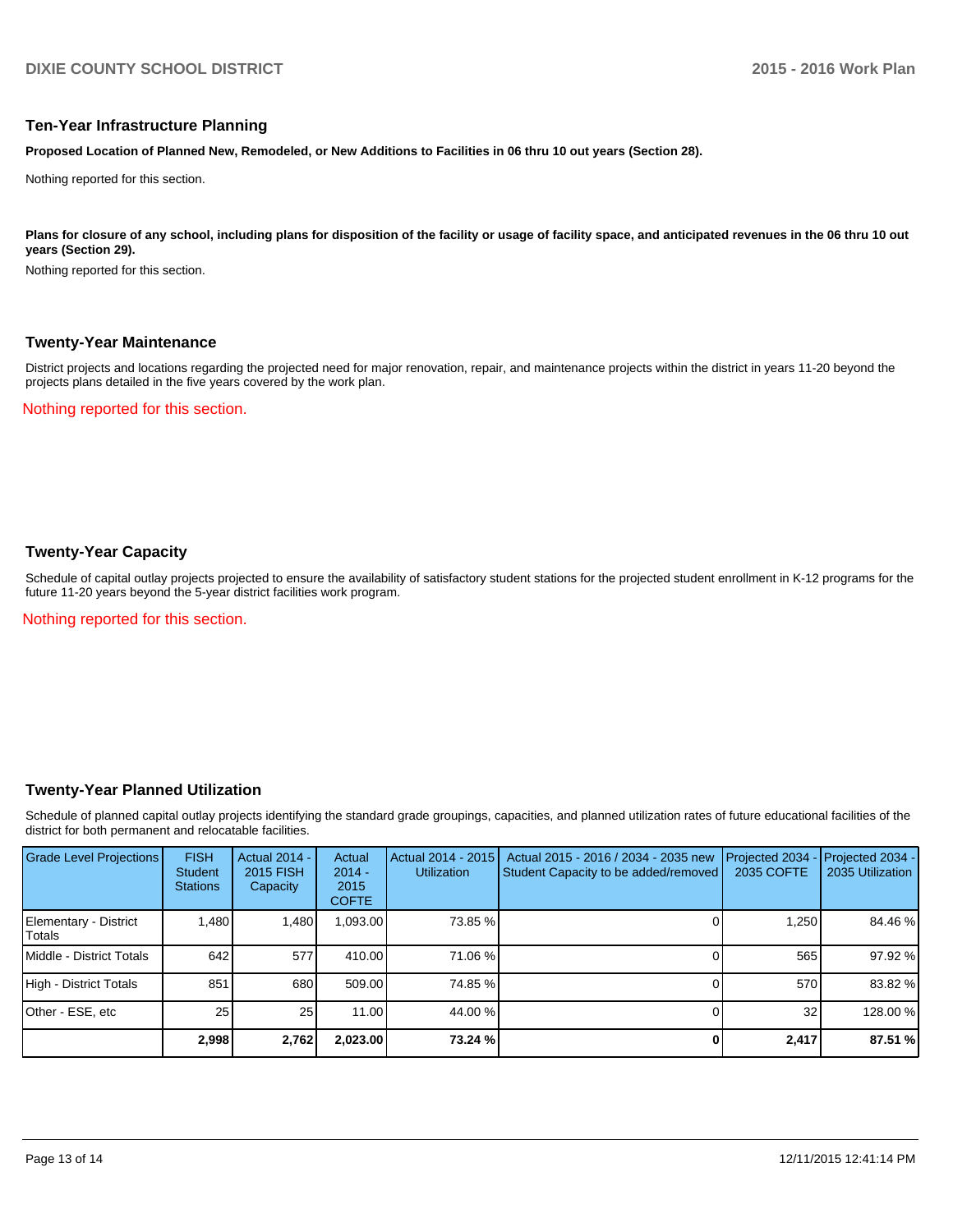## Ten-Year Infrastructure Planning

**Proposed Location of Planned New, Remodeled, or New Additions to Facilities in 06 thru 10 out years (Section 28).**

Nothing reported for this section.

**Plans for closure of any school, including plans for disposition of the facility or usage of facility space, and anticipated revenues in the 06 thru 10 out years (Section 29).**

Nothing reported for this section.

## Twenty-Year Maintenance

District projects and locations regarding the projected need for major renovation, repair, and maintenance projects within the district in years 11-20 beyond the projects plans detailed in the five years covered by the work plan.

Nothing reported for this section.

## Twenty-Year Capacity

Schedule of capital outlay projects projected to ensure the availability of satisfactory student stations for the projected student enrollment in K-12 programs for the future 11-20 years beyond the 5-year district facilities work program.

Nothing reported for this section.

## Twenty-Year Planned Utilization

Schedule of planned capital outlay projects identifying the standard grade groupings, capacities, and planned utilization rates of future educational facilities of the district for both permanent and relocatable facilities.

| Grade Level Projections | FISH Student Stations | Actual 2014 - 2015 FISH Capacity | Actual 2014 - 2015 COFTE | Actual 2014 - 2015 Utilization | Actual 2015 - 2016 / 2034 - 2035 new Student Capacity to be added/removed | Projected 2034 - 2035 COFTE | Projected 2034 - 2035 Utilization |
|---|---|---|---|---|---|---|---|
| Elementary - District Totals | 1,480 | 1,480 | 1,093.00 | 73.85 % | 0 | 1,250 | 84.46 % |
| Middle - District Totals | 642 | 577 | 410.00 | 71.06 % | 0 | 565 | 97.92 % |
| High - District Totals | 851 | 680 | 509.00 | 74.85 % | 0 | 570 | 83.82 % |
| Other - ESE, etc | 25 | 25 | 11.00 | 44.00 % | 0 | 32 | 128.00 % |
| | **2,998** | **2,762** | **2,023.00** | **73.24 %** | **0** | **2,417** | **87.51 %** |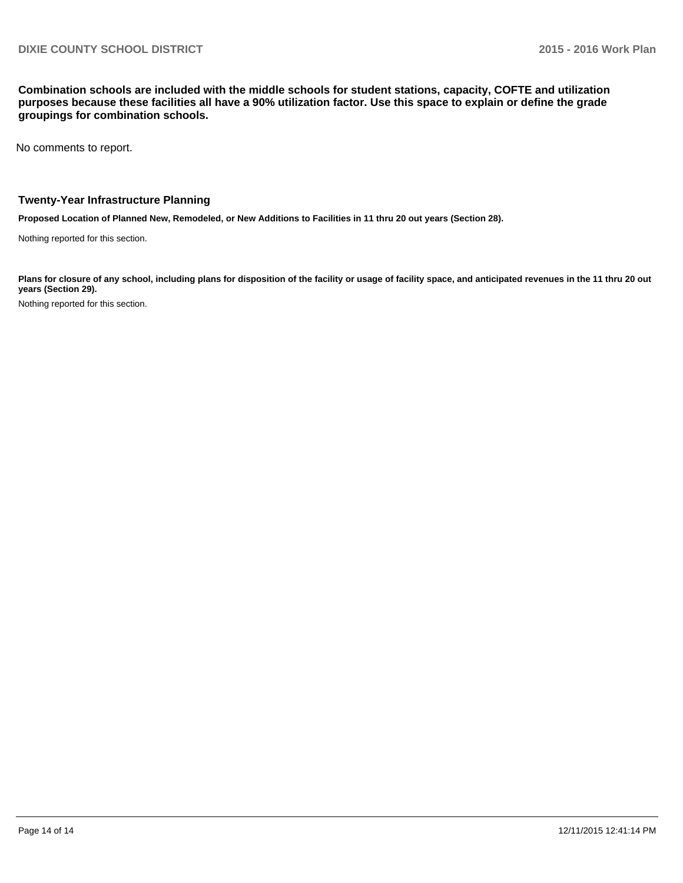**Combination schools are included with the middle schools for student stations, capacity, COFTE and utilization purposes because these facilities all have a 90% utilization factor. Use this space to explain or define the grade groupings for combination schools.**

No comments to report.

## Twenty-Year Infrastructure Planning

**Proposed Location of Planned New, Remodeled, or New Additions to Facilities in 11 thru 20 out years (Section 28).**

Nothing reported for this section.

**Plans for closure of any school, including plans for disposition of the facility or usage of facility space, and anticipated revenues in the 11 thru 20 out years (Section 29).**

Nothing reported for this section.